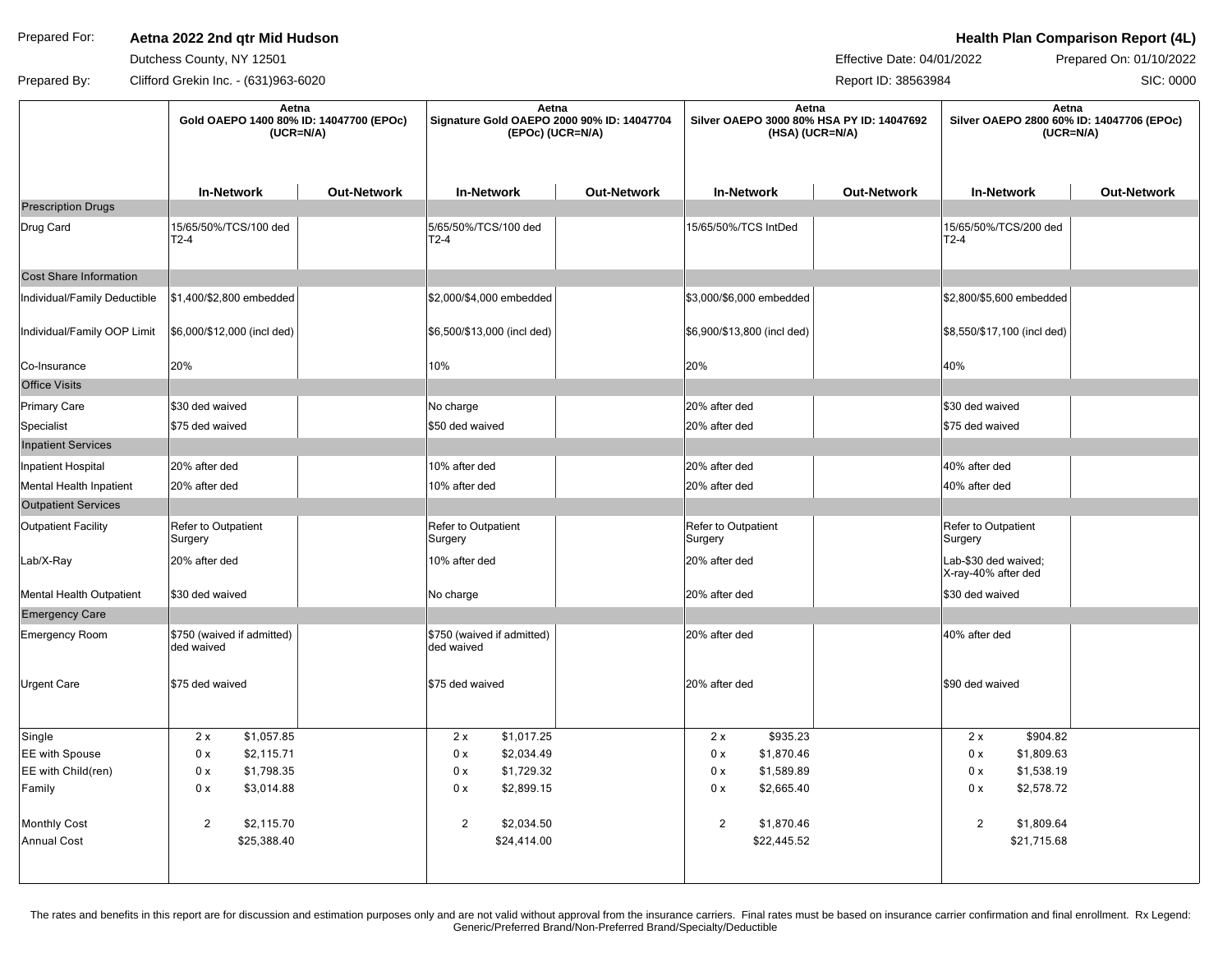Prepared For: **Aetna 2022 2nd qtr Mid Hudson**
Dutchess County, NY 12501

Prepared By: Clifford Grekin Inc. - (631)963-6020

**Health Plan Comparison Report (4L)**
Effective Date: 04/01/2022
Prepared On: 01/10/2022
Report ID: 38563984
SIC: 0000

| | Aetna Gold OAEPO 1400 80% ID: 14047700 (EPOc) (UCR=N/A) | | Aetna Signature Gold OAEPO 2000 90% ID: 14047704 (EPOc) (UCR=N/A) | | Aetna Silver OAEPO 3000 80% HSA PY ID: 14047692 (HSA) (UCR=N/A) | | Aetna Silver OAEPO 2800 60% ID: 14047706 (EPOc) (UCR=N/A) | |
|---|---|---|---|---|---|---|---|---|
| | **In-Network** | **Out-Network** | **In-Network** | **Out-Network** | **In-Network** | **Out-Network** | **In-Network** | **Out-Network** |
| **Prescription Drugs** | | | | | | | | |
| Drug Card | 15/65/50%/TCS/100 ded T2-4 | | 5/65/50%/TCS/100 ded T2-4 | | 15/65/50%/TCS IntDed | | 15/65/50%/TCS/200 ded T2-4 | |
| **Cost Share Information** | | | | | | | | |
| Individual/Family Deductible | $1,400/$2,800 embedded | | $2,000/$4,000 embedded | | $3,000/$6,000 embedded | | $2,800/$5,600 embedded | |
| Individual/Family OOP Limit | $6,000/$12,000 (incl ded) | | $6,500/$13,000 (incl ded) | | $6,900/$13,800 (incl ded) | | $8,550/$17,100 (incl ded) | |
| Co-Insurance | 20% | | 10% | | 20% | | 40% | |
| **Office Visits** | | | | | | | | |
| Primary Care | $30 ded waived | | No charge | | 20% after ded | | $30 ded waived | |
| Specialist | $75 ded waived | | $50 ded waived | | 20% after ded | | $75 ded waived | |
| **Inpatient Services** | | | | | | | | |
| Inpatient Hospital | 20% after ded | | 10% after ded | | 20% after ded | | 40% after ded | |
| Mental Health Inpatient | 20% after ded | | 10% after ded | | 20% after ded | | 40% after ded | |
| **Outpatient Services** | | | | | | | | |
| Outpatient Facility | Refer to Outpatient Surgery | | Refer to Outpatient Surgery | | Refer to Outpatient Surgery | | Refer to Outpatient Surgery | |
| Lab/X-Ray | 20% after ded | | 10% after ded | | 20% after ded | | Lab-$30 ded waived; X-ray-40% after ded | |
| Mental Health Outpatient | $30 ded waived | | No charge | | 20% after ded | | $30 ded waived | |
| **Emergency Care** | | | | | | | | |
| Emergency Room | $750 (waived if admitted) ded waived | | $750 (waived if admitted) ded waived | | 20% after ded | | 40% after ded | |
| Urgent Care | $75 ded waived | | $75 ded waived | | 20% after ded | | $90 ded waived | |
| Single | 2 x $1,057.85 | | 2 x $1,017.25 | | 2 x $935.23 | | 2 x $904.82 | |
| EE with Spouse | 0 x $2,115.71 | | 0 x $2,034.49 | | 0 x $1,870.46 | | 0 x $1,809.63 | |
| EE with Child(ren) | 0 x $1,798.35 | | 0 x $1,729.32 | | 0 x $1,589.89 | | 0 x $1,538.19 | |
| Family | 0 x $3,014.88 | | 0 x $2,899.15 | | 0 x $2,665.40 | | 0 x $2,578.72 | |
| Monthly Cost | 2 $2,115.70 | | 2 $2,034.50 | | 2 $1,870.46 | | 2 $1,809.64 | |
| Annual Cost | $25,388.40 | | $24,414.00 | | $22,445.52 | | $21,715.68 | |

The rates and benefits in this report are for discussion and estimation purposes only and are not valid without approval from the insurance carriers. Final rates must be based on insurance carrier confirmation and final enrollment. Rx Legend: Generic/Preferred Brand/Non-Preferred Brand/Specialty/Deductible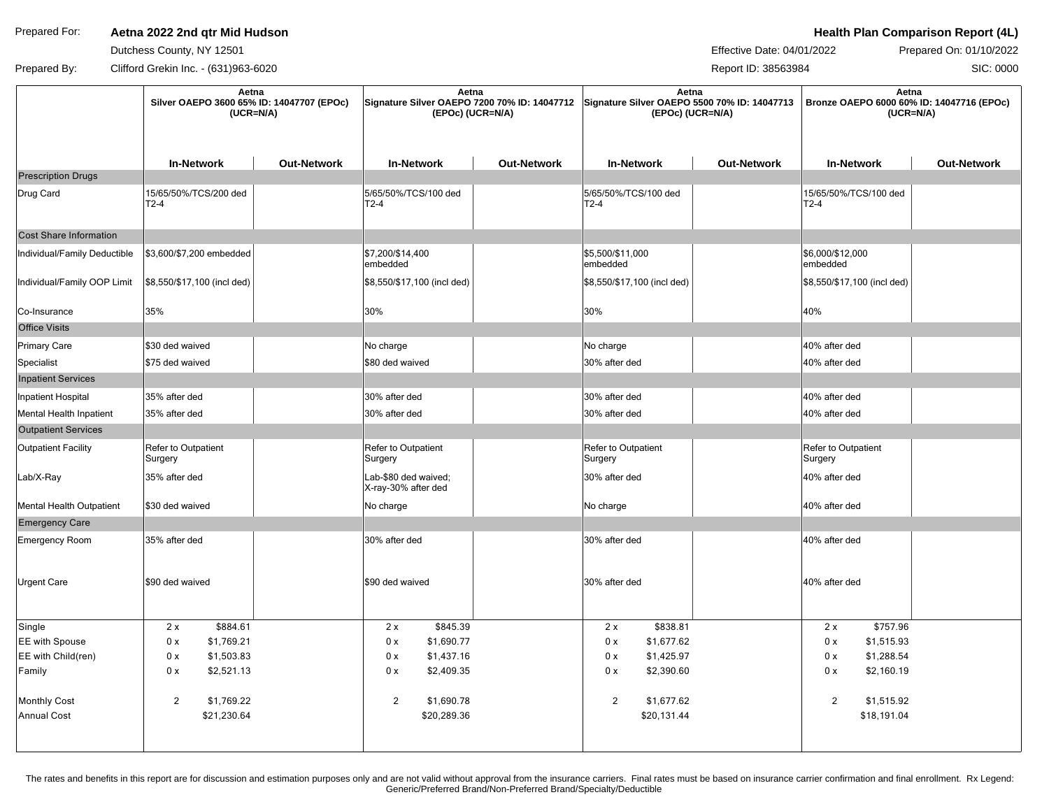Prepared For: **Aetna 2022 2nd qtr Mid Hudson**
Dutchess County, NY 12501

Prepared By: Clifford Grekin Inc. - (631)963-6020

**Health Plan Comparison Report (4L)**

Effective Date: 04/01/2022 | Prepared On: 01/10/2022
Report ID: 38563984 | SIC: 0000

| | Aetna Silver OAEPO 3600 65% ID: 14047707 (EPOc) (UCR=N/A) | | Aetna Signature Silver OAEPO 7200 70% ID: 14047712 (EPOc) (UCR=N/A) | | Aetna Signature Silver OAEPO 5500 70% ID: 14047713 (EPOc) (UCR=N/A) | | Aetna Bronze OAEPO 6000 60% ID: 14047716 (EPOc) (UCR=N/A) | |
|---|---|---|---|---|---|---|---|---|
| | **In-Network** | **Out-Network** | **In-Network** | **Out-Network** | **In-Network** | **Out-Network** | **In-Network** | **Out-Network** |
| **Prescription Drugs** | | | | | | | | |
| Drug Card | 15/65/50%/TCS/200 ded T2-4 | | 5/65/50%/TCS/100 ded T2-4 | | 5/65/50%/TCS/100 ded T2-4 | | 15/65/50%/TCS/100 ded T2-4 | |
| **Cost Share Information** | | | | | | | | |
| Individual/Family Deductible | $3,600/$7,200 embedded | | $7,200/$14,400 embedded | | $5,500/$11,000 embedded | | $6,000/$12,000 embedded | |
| Individual/Family OOP Limit | $8,550/$17,100 (incl ded) | | $8,550/$17,100 (incl ded) | | $8,550/$17,100 (incl ded) | | $8,550/$17,100 (incl ded) | |
| Co-Insurance | 35% | | 30% | | 30% | | 40% | |
| **Office Visits** | | | | | | | | |
| Primary Care | $30 ded waived | | No charge | | No charge | | 40% after ded | |
| Specialist | $75 ded waived | | $80 ded waived | | 30% after ded | | 40% after ded | |
| **Inpatient Services** | | | | | | | | |
| Inpatient Hospital | 35% after ded | | 30% after ded | | 30% after ded | | 40% after ded | |
| Mental Health Inpatient | 35% after ded | | 30% after ded | | 30% after ded | | 40% after ded | |
| **Outpatient Services** | | | | | | | | |
| Outpatient Facility | Refer to Outpatient Surgery | | Refer to Outpatient Surgery | | Refer to Outpatient Surgery | | Refer to Outpatient Surgery | |
| Lab/X-Ray | 35% after ded | | Lab-$80 ded waived; X-ray-30% after ded | | 30% after ded | | 40% after ded | |
| Mental Health Outpatient | $30 ded waived | | No charge | | No charge | | 40% after ded | |
| **Emergency Care** | | | | | | | | |
| Emergency Room | 35% after ded | | 30% after ded | | 30% after ded | | 40% after ded | |
| Urgent Care | $90 ded waived | | $90 ded waived | | 30% after ded | | 40% after ded | |
| Single | 2 x $884.61 | | 2 x $845.39 | | 2 x $838.81 | | 2 x $757.96 | |
| EE with Spouse | 0 x $1,769.21 | | 0 x $1,690.77 | | 0 x $1,677.62 | | 0 x $1,515.93 | |
| EE with Child(ren) | 0 x $1,503.83 | | 0 x $1,437.16 | | 0 x $1,425.97 | | 0 x $1,288.54 | |
| Family | 0 x $2,521.13 | | 0 x $2,409.35 | | 0 x $2,390.60 | | 0 x $2,160.19 | |
| Monthly Cost | 2 $1,769.22 | | 2 $1,690.78 | | 2 $1,677.62 | | 2 $1,515.92 | |
| Annual Cost | $21,230.64 | | $20,289.36 | | $20,131.44 | | $18,191.04 | |

The rates and benefits in this report are for discussion and estimation purposes only and are not valid without approval from the insurance carriers. Final rates must be based on insurance carrier confirmation and final enrollment. Rx Legend: Generic/Preferred Brand/Non-Preferred Brand/Specialty/Deductible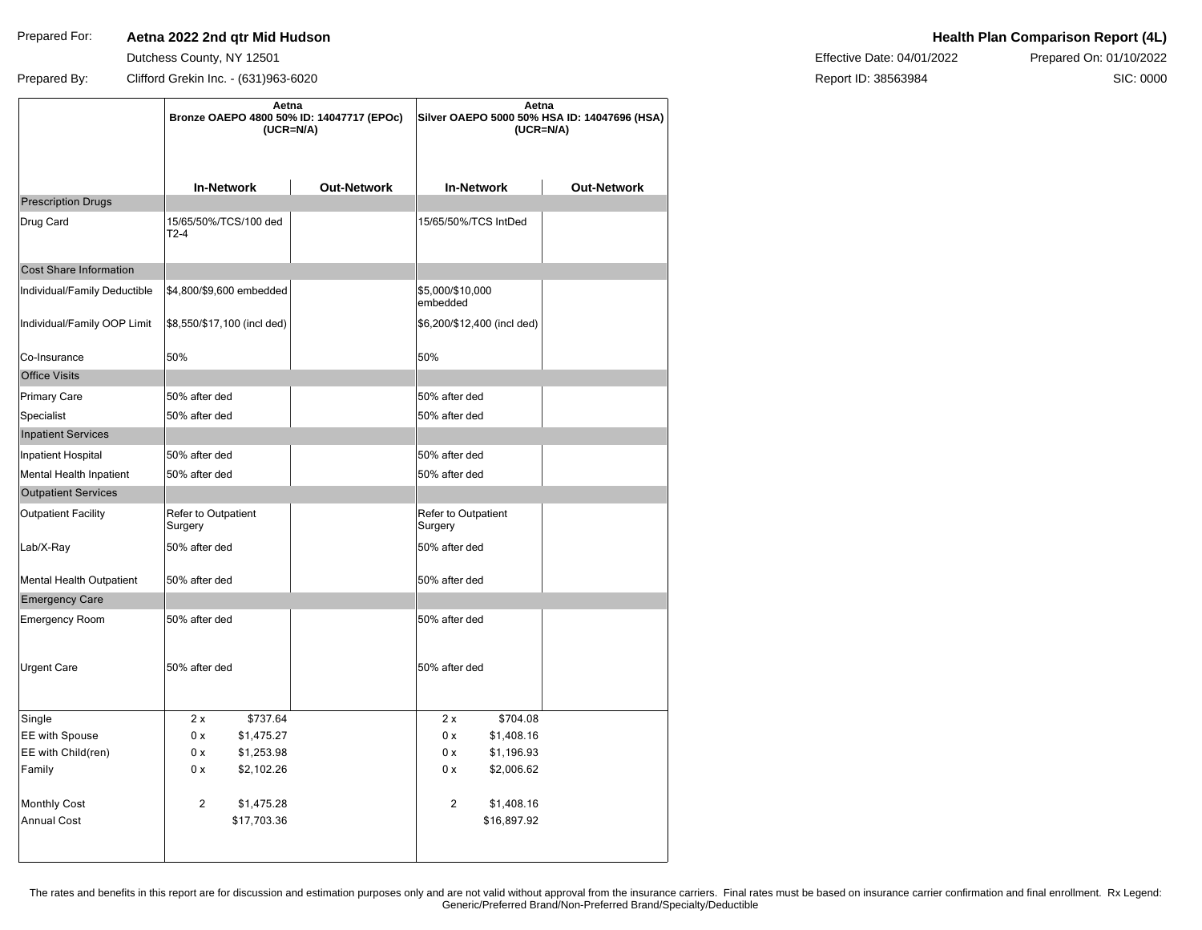Prepared For: **Aetna 2022 2nd qtr Mid Hudson**
Dutchess County, NY 12501
Prepared By: Clifford Grekin Inc. - (631)963-6020

**Health Plan Comparison Report (4L)**
Effective Date: 04/01/2022
Prepared On: 01/10/2022
Report ID: 38563984
SIC: 0000

| | Aetna Bronze OAEPO 4800 50% ID: 14047717 (EPOc) (UCR=N/A) | | Aetna Silver OAEPO 5000 50% HSA ID: 14047696 (HSA) (UCR=N/A) | |
|---|---|---|---|---|
| | **In-Network** | **Out-Network** | **In-Network** | **Out-Network** |
| **Prescription Drugs** | | | | |
| Drug Card | 15/65/50%/TCS/100 ded T2-4 | | 15/65/50%/TCS IntDed | |
| **Cost Share Information** | | | | |
| Individual/Family Deductible | $4,800/$9,600 embedded | | $5,000/$10,000 embedded | |
| Individual/Family OOP Limit | $8,550/$17,100 (incl ded) | | $6,200/$12,400 (incl ded) | |
| Co-Insurance | 50% | | 50% | |
| **Office Visits** | | | | |
| Primary Care | 50% after ded | | 50% after ded | |
| Specialist | 50% after ded | | 50% after ded | |
| **Inpatient Services** | | | | |
| Inpatient Hospital | 50% after ded | | 50% after ded | |
| Mental Health Inpatient | 50% after ded | | 50% after ded | |
| **Outpatient Services** | | | | |
| Outpatient Facility | Refer to Outpatient Surgery | | Refer to Outpatient Surgery | |
| Lab/X-Ray | 50% after ded | | 50% after ded | |
| Mental Health Outpatient | 50% after ded | | 50% after ded | |
| **Emergency Care** | | | | |
| Emergency Room | 50% after ded | | 50% after ded | |
| Urgent Care | 50% after ded | | 50% after ded | |
| Single | 2 x $737.64 | | 2 x $704.08 | |
| EE with Spouse | 0 x $1,475.27 | | 0 x $1,408.16 | |
| EE with Child(ren) | 0 x $1,253.98 | | 0 x $1,196.93 | |
| Family | 0 x $2,102.26 | | 0 x $2,006.62 | |
| Monthly Cost | 2 $1,475.28 | | 2 $1,408.16 | |
| Annual Cost | $17,703.36 | | $16,897.92 | |

The rates and benefits in this report are for discussion and estimation purposes only and are not valid without approval from the insurance carriers. Final rates must be based on insurance carrier confirmation and final enrollment. Rx Legend: Generic/Preferred Brand/Non-Preferred Brand/Specialty/Deductible